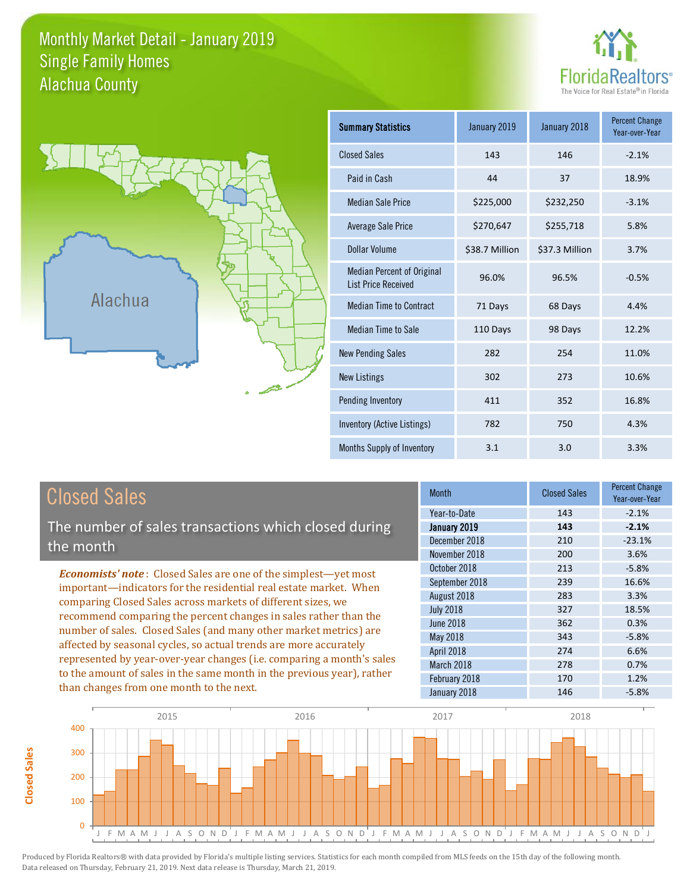# Monthly Market Detail - January 2019
## Single Family Homes
## Alachua County

FloridaRealtors®
The Voice for Real Estate® in Florida

Alachua

| Summary Statistics | January 2019 | January 2018 | Percent Change Year-over-Year |
|---|---|---|---|
| Closed Sales | 143 | 146 | -2.1% |
| Paid in Cash | 44 | 37 | 18.9% |
| Median Sale Price | $225,000 | $232,250 | -3.1% |
| Average Sale Price | $270,647 | $255,718 | 5.8% |
| Dollar Volume | $38.7 Million | $37.3 Million | 3.7% |
| Median Percent of Original List Price Received | 96.0% | 96.5% | -0.5% |
| Median Time to Contract | 71 Days | 68 Days | 4.4% |
| Median Time to Sale | 110 Days | 98 Days | 12.2% |
| New Pending Sales | 282 | 254 | 11.0% |
| New Listings | 302 | 273 | 10.6% |
| Pending Inventory | 411 | 352 | 16.8% |
| Inventory (Active Listings) | 782 | 750 | 4.3% |
| Months Supply of Inventory | 3.1 | 3.0 | 3.3% |

## Closed Sales

The number of sales transactions which closed during the month

*Economists' note*: Closed Sales are one of the simplest—yet most important—indicators for the residential real estate market. When comparing Closed Sales across markets of different sizes, we recommend comparing the percent changes in sales rather than the number of sales. Closed Sales (and many other market metrics) are affected by seasonal cycles, so actual trends are more accurately represented by year-over-year changes (i.e. comparing a month's sales to the amount of sales in the same month in the previous year), rather than changes from one month to the next.

| Month | Closed Sales | Percent Change Year-over-Year |
|---|---|---|
| Year-to-Date | 143 | -2.1% |
| **January 2019** | **143** | **-2.1%** |
| December 2018 | 210 | -23.1% |
| November 2018 | 200 | 3.6% |
| October 2018 | 213 | -5.8% |
| September 2018 | 239 | 16.6% |
| August 2018 | 283 | 3.3% |
| July 2018 | 327 | 18.5% |
| June 2018 | 362 | 0.3% |
| May 2018 | 343 | -5.8% |
| April 2018 | 274 | 6.6% |
| March 2018 | 278 | 0.7% |
| February 2018 | 170 | 1.2% |
| January 2018 | 146 | -5.8% |

Produced by Florida Realtors® with data provided by Florida's multiple listing services. Statistics for each month compiled from MLS feeds on the 15th day of the following month. Data released on Thursday, February 21, 2019. Next data release is Thursday, March 21, 2019.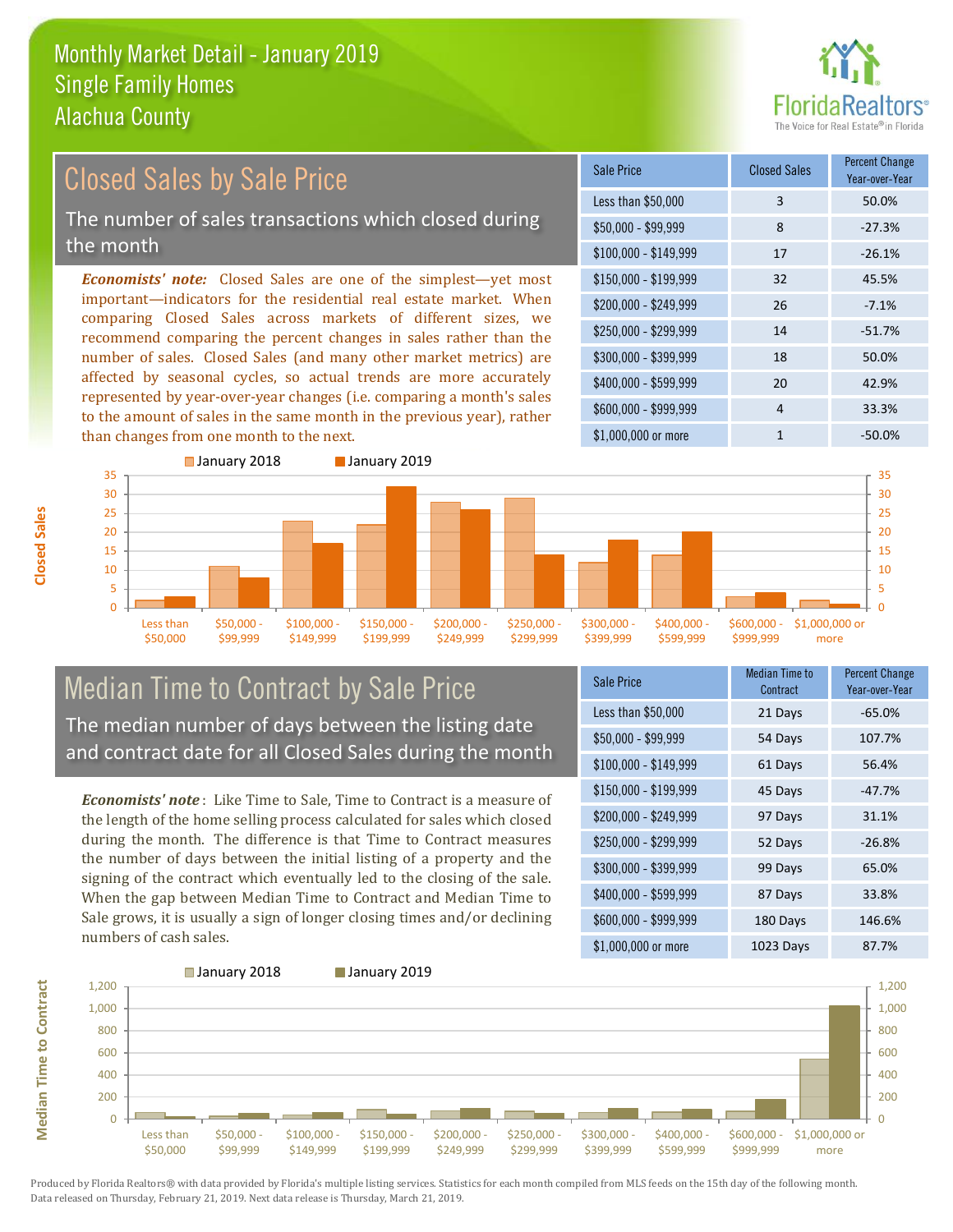Monthly Market Detail - January 2019
Single Family Homes
Alachua County

## Closed Sales by Sale Price

The number of sales transactions which closed during the month

*Economists' note:* Closed Sales are one of the simplest—yet most important—indicators for the residential real estate market. When comparing Closed Sales across markets of different sizes, we recommend comparing the percent changes in sales rather than the number of sales. Closed Sales (and many other market metrics) are affected by seasonal cycles, so actual trends are more accurately represented by year-over-year changes (i.e. comparing a month's sales to the amount of sales in the same month in the previous year), rather than changes from one month to the next.

| Sale Price | Closed Sales | Percent Change Year-over-Year |
|---|---|---|
| Less than $50,000 | 3 | 50.0% |
| $50,000 - $99,999 | 8 | -27.3% |
| $100,000 - $149,999 | 17 | -26.1% |
| $150,000 - $199,999 | 32 | 45.5% |
| $200,000 - $249,999 | 26 | -7.1% |
| $250,000 - $299,999 | 14 | -51.7% |
| $300,000 - $399,999 | 18 | 50.0% |
| $400,000 - $599,999 | 20 | 42.9% |
| $600,000 - $999,999 | 4 | 33.3% |
| $1,000,000 or more | 1 | -50.0% |

## Median Time to Contract by Sale Price

The median number of days between the listing date and contract date for all Closed Sales during the month

*Economists' note*: Like Time to Sale, Time to Contract is a measure of the length of the home selling process calculated for sales which closed during the month. The difference is that Time to Contract measures the number of days between the initial listing of a property and the signing of the contract which eventually led to the closing of the sale. When the gap between Median Time to Contract and Median Time to Sale grows, it is usually a sign of longer closing times and/or declining numbers of cash sales.

| Sale Price | Median Time to Contract | Percent Change Year-over-Year |
|---|---|---|
| Less than $50,000 | 21 Days | -65.0% |
| $50,000 - $99,999 | 54 Days | 107.7% |
| $100,000 - $149,999 | 61 Days | 56.4% |
| $150,000 - $199,999 | 45 Days | -47.7% |
| $200,000 - $249,999 | 97 Days | 31.1% |
| $250,000 - $299,999 | 52 Days | -26.8% |
| $300,000 - $399,999 | 99 Days | 65.0% |
| $400,000 - $599,999 | 87 Days | 33.8% |
| $600,000 - $999,999 | 180 Days | 146.6% |
| $1,000,000 or more | 1023 Days | 87.7% |

Produced by Florida Realtors® with data provided by Florida's multiple listing services. Statistics for each month compiled from MLS feeds on the 15th day of the following month. Data released on Thursday, February 21, 2019. Next data release is Thursday, March 21, 2019.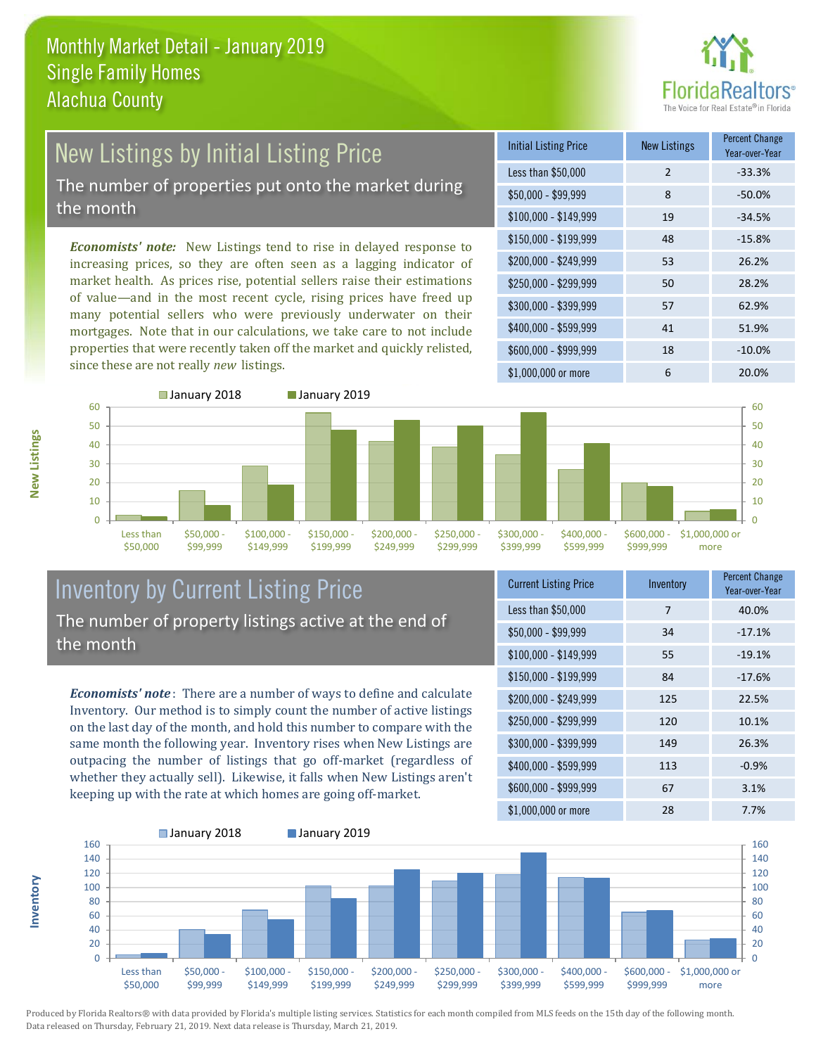# Monthly Market Detail - January 2019
## Single Family Homes
## Alachua County

## New Listings by Initial Listing Price

The number of properties put onto the market during the month

*Economists' note:* New Listings tend to rise in delayed response to increasing prices, so they are often seen as a lagging indicator of market health. As prices rise, potential sellers raise their estimations of value—and in the most recent cycle, rising prices have freed up many potential sellers who were previously underwater on their mortgages. Note that in our calculations, we take care to not include properties that were recently taken off the market and quickly relisted, since these are not really *new* listings.

| Initial Listing Price | New Listings | Percent Change Year-over-Year |
|---|---|---|
| Less than $50,000 | 2 | -33.3% |
| $50,000 - $99,999 | 8 | -50.0% |
| $100,000 - $149,999 | 19 | -34.5% |
| $150,000 - $199,999 | 48 | -15.8% |
| $200,000 - $249,999 | 53 | 26.2% |
| $250,000 - $299,999 | 50 | 28.2% |
| $300,000 - $399,999 | 57 | 62.9% |
| $400,000 - $599,999 | 41 | 51.9% |
| $600,000 - $999,999 | 18 | -10.0% |
| $1,000,000 or more | 6 | 20.0% |

## Inventory by Current Listing Price

The number of property listings active at the end of the month

*Economists' note*: There are a number of ways to define and calculate Inventory. Our method is to simply count the number of active listings on the last day of the month, and hold this number to compare with the same month the following year. Inventory rises when New Listings are outpacing the number of listings that go off-market (regardless of whether they actually sell). Likewise, it falls when New Listings aren't keeping up with the rate at which homes are going off-market.

| Current Listing Price | Inventory | Percent Change Year-over-Year |
|---|---|---|
| Less than $50,000 | 7 | 40.0% |
| $50,000 - $99,999 | 34 | -17.1% |
| $100,000 - $149,999 | 55 | -19.1% |
| $150,000 - $199,999 | 84 | -17.6% |
| $200,000 - $249,999 | 125 | 22.5% |
| $250,000 - $299,999 | 120 | 10.1% |
| $300,000 - $399,999 | 149 | 26.3% |
| $400,000 - $599,999 | 113 | -0.9% |
| $600,000 - $999,999 | 67 | 3.1% |
| $1,000,000 or more | 28 | 7.7% |

Produced by Florida Realtors® with data provided by Florida's multiple listing services. Statistics for each month compiled from MLS feeds on the 15th day of the following month. Data released on Thursday, February 21, 2019. Next data release is Thursday, March 21, 2019.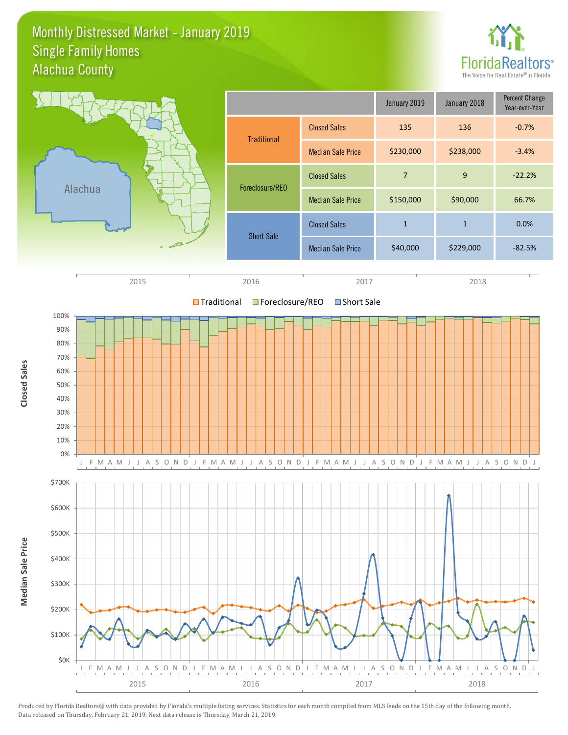# Monthly Distressed Market - January 2019
## Single Family Homes
## Alachua County

| | | January 2019 | January 2018 | Percent Change Year-over-Year |
|---|---|---|---|---|
| Traditional | Closed Sales | 135 | 136 | -0.7% |
| | Median Sale Price | $230,000 | $238,000 | -3.4% |
| Foreclosure/REO | Closed Sales | 7 | 9 | -22.2% |
| | Median Sale Price | $150,000 | $90,000 | 66.7% |
| Short Sale | Closed Sales | 1 | 1 | 0.0% |
| | Median Sale Price | $40,000 | $229,000 | -82.5% |

Produced by Florida Realtors® with data provided by Florida's multiple listing services. Statistics for each month compiled from MLS feeds on the 15th day of the following month. Data released on Thursday, February 21, 2019. Next data release is Thursday, March 21, 2019.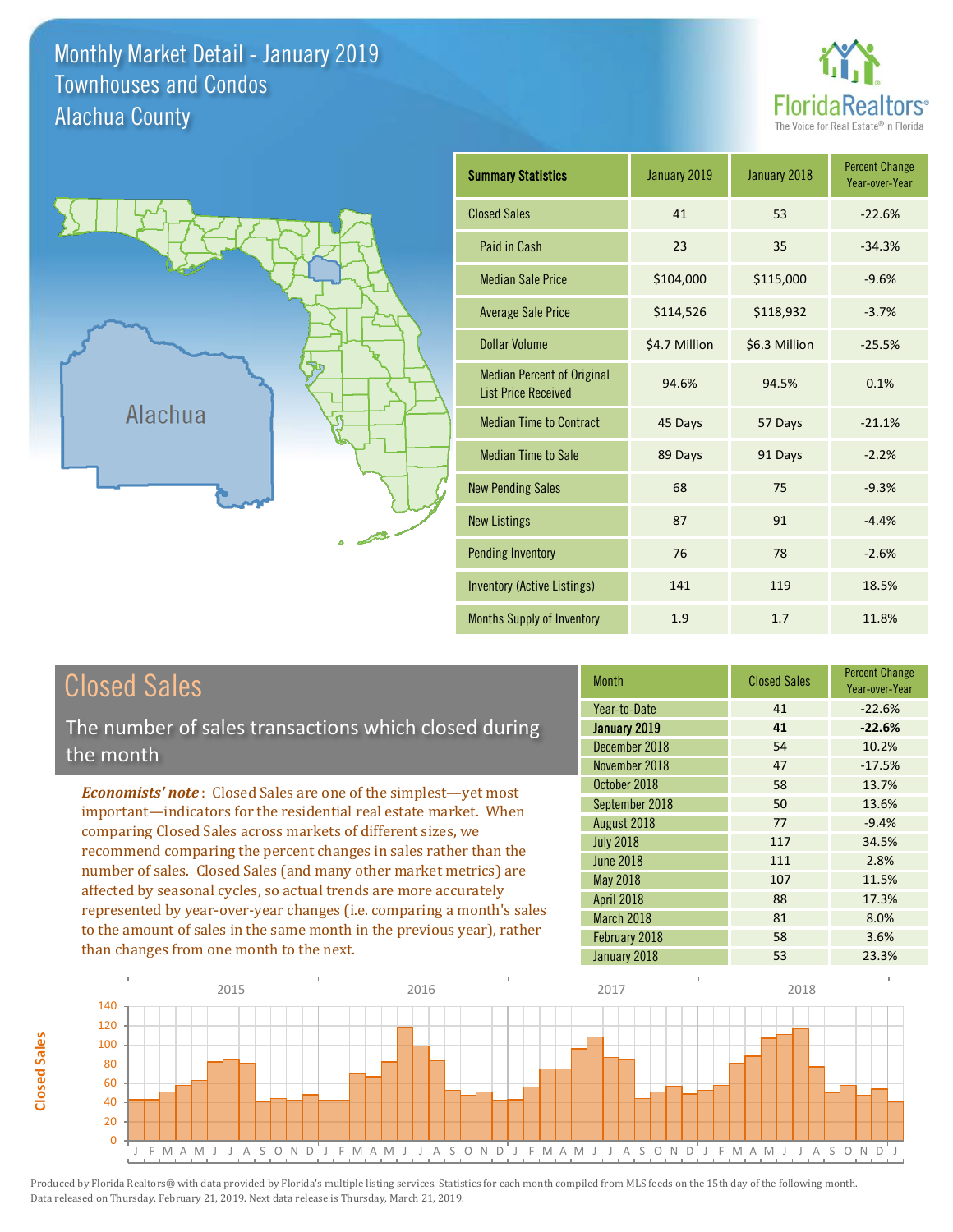# Monthly Market Detail - January 2019
## Townhouses and Condos
## Alachua County

FloridaRealtors®
The Voice for Real Estate® in Florida

Alachua

| Summary Statistics | January 2019 | January 2018 | Percent Change Year-over-Year |
|---|---|---|---|
| Closed Sales | 41 | 53 | -22.6% |
| Paid in Cash | 23 | 35 | -34.3% |
| Median Sale Price | $104,000 | $115,000 | -9.6% |
| Average Sale Price | $114,526 | $118,932 | -3.7% |
| Dollar Volume | $4.7 Million | $6.3 Million | -25.5% |
| Median Percent of Original List Price Received | 94.6% | 94.5% | 0.1% |
| Median Time to Contract | 45 Days | 57 Days | -21.1% |
| Median Time to Sale | 89 Days | 91 Days | -2.2% |
| New Pending Sales | 68 | 75 | -9.3% |
| New Listings | 87 | 91 | -4.4% |
| Pending Inventory | 76 | 78 | -2.6% |
| Inventory (Active Listings) | 141 | 119 | 18.5% |
| Months Supply of Inventory | 1.9 | 1.7 | 11.8% |

## Closed Sales

The number of sales transactions which closed during the month

*Economists' note*: Closed Sales are one of the simplest—yet most important—indicators for the residential real estate market. When comparing Closed Sales across markets of different sizes, we recommend comparing the percent changes in sales rather than the number of sales. Closed Sales (and many other market metrics) are affected by seasonal cycles, so actual trends are more accurately represented by year-over-year changes (i.e. comparing a month's sales to the amount of sales in the same month in the previous year), rather than changes from one month to the next.

| Month | Closed Sales | Percent Change Year-over-Year |
|---|---|---|
| Year-to-Date | 41 | -22.6% |
| **January 2019** | **41** | **-22.6%** |
| December 2018 | 54 | 10.2% |
| November 2018 | 47 | -17.5% |
| October 2018 | 58 | 13.7% |
| September 2018 | 50 | 13.6% |
| August 2018 | 77 | -9.4% |
| July 2018 | 117 | 34.5% |
| June 2018 | 111 | 2.8% |
| May 2018 | 107 | 11.5% |
| April 2018 | 88 | 17.3% |
| March 2018 | 81 | 8.0% |
| February 2018 | 58 | 3.6% |
| January 2018 | 53 | 23.3% |

Produced by Florida Realtors® with data provided by Florida's multiple listing services. Statistics for each month compiled from MLS feeds on the 15th day of the following month. Data released on Thursday, February 21, 2019. Next data release is Thursday, March 21, 2019.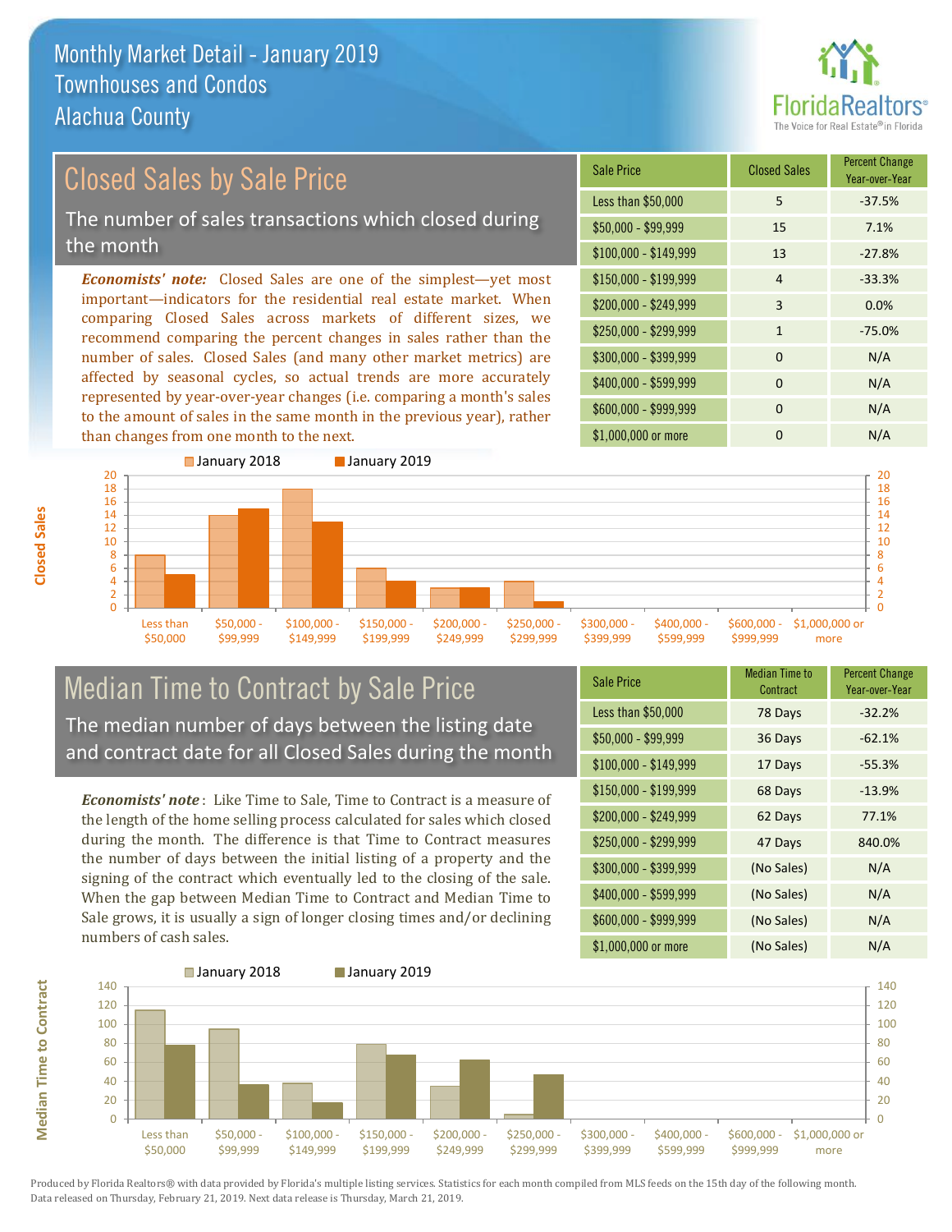# Monthly Market Detail - January 2019
## Townhouses and Condos
## Alachua County

## Closed Sales by Sale Price

The number of sales transactions which closed during the month

*Economists' note:* Closed Sales are one of the simplest—yet most important—indicators for the residential real estate market. When comparing Closed Sales across markets of different sizes, we recommend comparing the percent changes in sales rather than the number of sales. Closed Sales (and many other market metrics) are affected by seasonal cycles, so actual trends are more accurately represented by year-over-year changes (i.e. comparing a month's sales to the amount of sales in the same month in the previous year), rather than changes from one month to the next.

| Sale Price | Closed Sales | Percent Change Year-over-Year |
|---|---|---|
| Less than $50,000 | 5 | -37.5% |
| $50,000 - $99,999 | 15 | 7.1% |
| $100,000 - $149,999 | 13 | -27.8% |
| $150,000 - $199,999 | 4 | -33.3% |
| $200,000 - $249,999 | 3 | 0.0% |
| $250,000 - $299,999 | 1 | -75.0% |
| $300,000 - $399,999 | 0 | N/A |
| $400,000 - $599,999 | 0 | N/A |
| $600,000 - $999,999 | 0 | N/A |
| $1,000,000 or more | 0 | N/A |

## Median Time to Contract by Sale Price

The median number of days between the listing date and contract date for all Closed Sales during the month

*Economists' note*: Like Time to Sale, Time to Contract is a measure of the length of the home selling process calculated for sales which closed during the month. The difference is that Time to Contract measures the number of days between the initial listing of a property and the signing of the contract which eventually led to the closing of the sale. When the gap between Median Time to Contract and Median Time to Sale grows, it is usually a sign of longer closing times and/or declining numbers of cash sales.

| Sale Price | Median Time to Contract | Percent Change Year-over-Year |
|---|---|---|
| Less than $50,000 | 78 Days | -32.2% |
| $50,000 - $99,999 | 36 Days | -62.1% |
| $100,000 - $149,999 | 17 Days | -55.3% |
| $150,000 - $199,999 | 68 Days | -13.9% |
| $200,000 - $249,999 | 62 Days | 77.1% |
| $250,000 - $299,999 | 47 Days | 840.0% |
| $300,000 - $399,999 | (No Sales) | N/A |
| $400,000 - $599,999 | (No Sales) | N/A |
| $600,000 - $999,999 | (No Sales) | N/A |
| $1,000,000 or more | (No Sales) | N/A |

Produced by Florida Realtors® with data provided by Florida's multiple listing services. Statistics for each month compiled from MLS feeds on the 15th day of the following month. Data released on Thursday, February 21, 2019. Next data release is Thursday, March 21, 2019.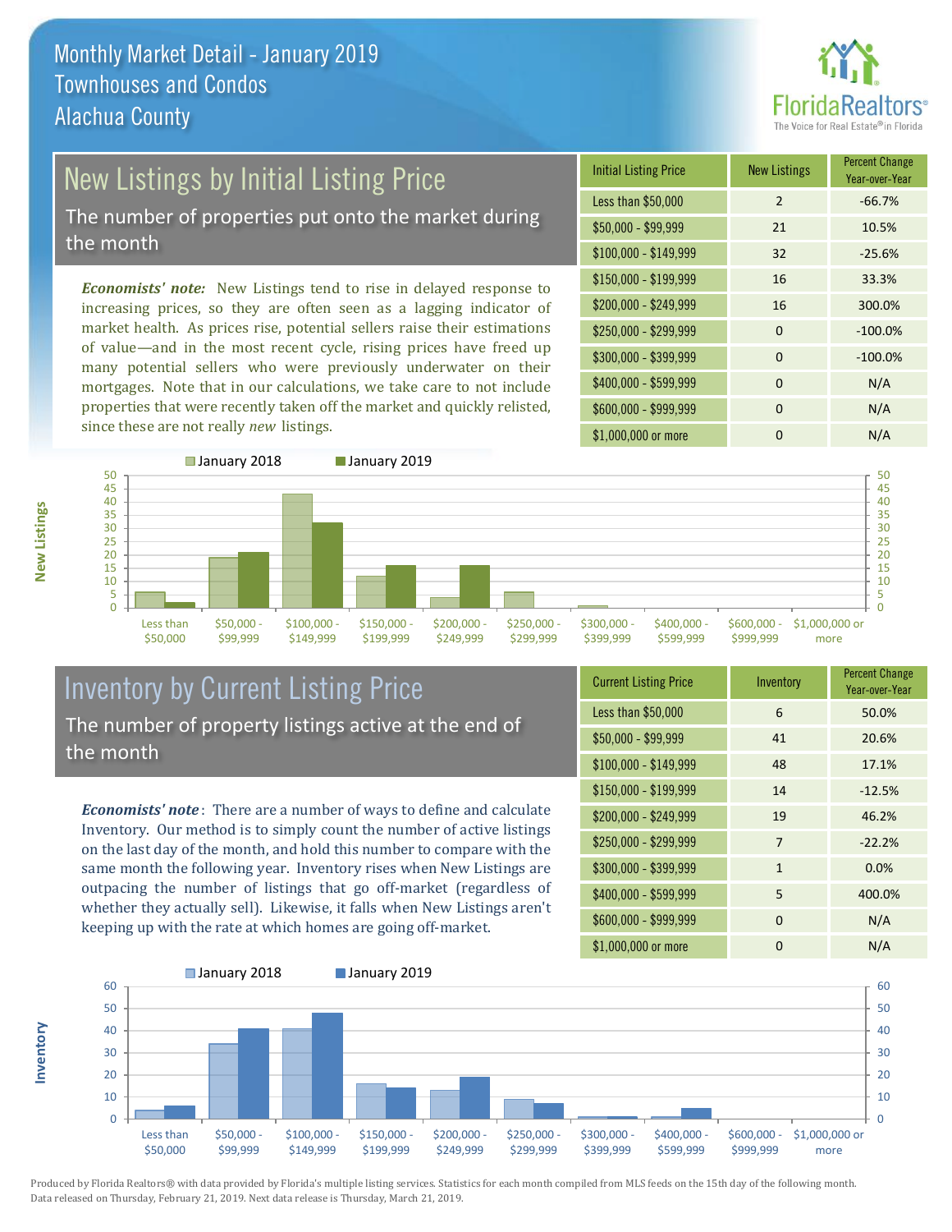# Monthly Market Detail - January 2019
## Townhouses and Condos
## Alachua County

## New Listings by Initial Listing Price

The number of properties put onto the market during the month

*Economists' note:* New Listings tend to rise in delayed response to increasing prices, so they are often seen as a lagging indicator of market health. As prices rise, potential sellers raise their estimations of value—and in the most recent cycle, rising prices have freed up many potential sellers who were previously underwater on their mortgages. Note that in our calculations, we take care to not include properties that were recently taken off the market and quickly relisted, since these are not really *new* listings.

| Initial Listing Price | New Listings | Percent Change Year-over-Year |
|---|---|---|
| Less than $50,000 | 2 | -66.7% |
| $50,000 - $99,999 | 21 | 10.5% |
| $100,000 - $149,999 | 32 | -25.6% |
| $150,000 - $199,999 | 16 | 33.3% |
| $200,000 - $249,999 | 16 | 300.0% |
| $250,000 - $299,999 | 0 | -100.0% |
| $300,000 - $399,999 | 0 | -100.0% |
| $400,000 - $599,999 | 0 | N/A |
| $600,000 - $999,999 | 0 | N/A |
| $1,000,000 or more | 0 | N/A |

## Inventory by Current Listing Price

The number of property listings active at the end of the month

*Economists' note*: There are a number of ways to define and calculate Inventory. Our method is to simply count the number of active listings on the last day of the month, and hold this number to compare with the same month the following year. Inventory rises when New Listings are outpacing the number of listings that go off-market (regardless of whether they actually sell). Likewise, it falls when New Listings aren't keeping up with the rate at which homes are going off-market.

| Current Listing Price | Inventory | Percent Change Year-over-Year |
|---|---|---|
| Less than $50,000 | 6 | 50.0% |
| $50,000 - $99,999 | 41 | 20.6% |
| $100,000 - $149,999 | 48 | 17.1% |
| $150,000 - $199,999 | 14 | -12.5% |
| $200,000 - $249,999 | 19 | 46.2% |
| $250,000 - $299,999 | 7 | -22.2% |
| $300,000 - $399,999 | 1 | 0.0% |
| $400,000 - $599,999 | 5 | 400.0% |
| $600,000 - $999,999 | 0 | N/A |
| $1,000,000 or more | 0 | N/A |

Produced by Florida Realtors® with data provided by Florida's multiple listing services. Statistics for each month compiled from MLS feeds on the 15th day of the following month. Data released on Thursday, February 21, 2019. Next data release is Thursday, March 21, 2019.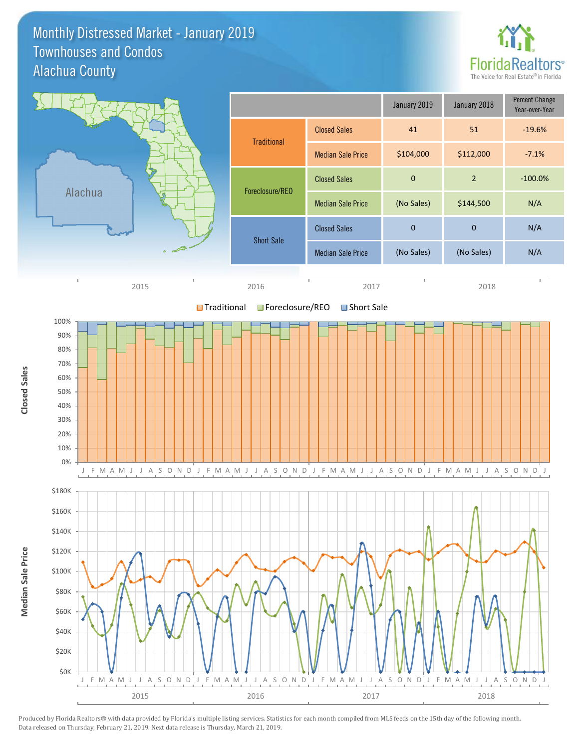# Monthly Distressed Market - January 2019
## Townhouses and Condos
## Alachua County

| | | January 2019 | January 2018 | Percent Change Year-over-Year |
|---|---|---|---|---|
| Traditional | Closed Sales | 41 | 51 | -19.6% |
| | Median Sale Price | $104,000 | $112,000 | -7.1% |
| Foreclosure/REO | Closed Sales | 0 | 2 | -100.0% |
| | Median Sale Price | (No Sales) | $144,500 | N/A |
| Short Sale | Closed Sales | 0 | 0 | N/A |
| | Median Sale Price | (No Sales) | (No Sales) | N/A |

Produced by Florida Realtors® with data provided by Florida's multiple listing services. Statistics for each month compiled from MLS feeds on the 15th day of the following month. Data released on Thursday, February 21, 2019. Next data release is Thursday, March 21, 2019.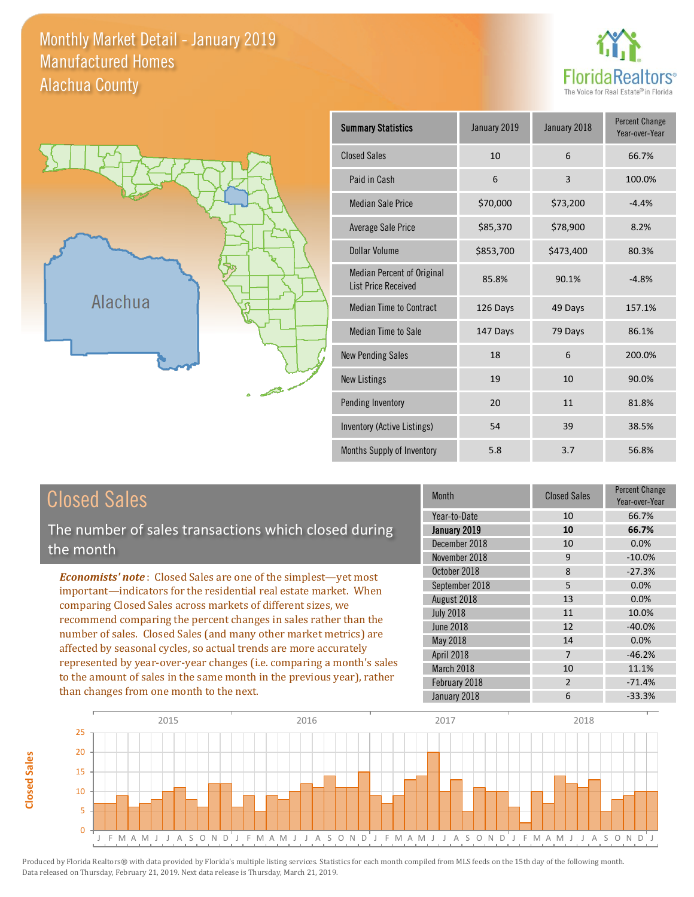# Monthly Market Detail - January 2019
## Manufactured Homes
## Alachua County

| Summary Statistics | January 2019 | January 2018 | Percent Change Year-over-Year |
|---|---|---|---|
| Closed Sales | 10 | 6 | 66.7% |
| Paid in Cash | 6 | 3 | 100.0% |
| Median Sale Price | $70,000 | $73,200 | -4.4% |
| Average Sale Price | $85,370 | $78,900 | 8.2% |
| Dollar Volume | $853,700 | $473,400 | 80.3% |
| Median Percent of Original List Price Received | 85.8% | 90.1% | -4.8% |
| Median Time to Contract | 126 Days | 49 Days | 157.1% |
| Median Time to Sale | 147 Days | 79 Days | 86.1% |
| New Pending Sales | 18 | 6 | 200.0% |
| New Listings | 19 | 10 | 90.0% |
| Pending Inventory | 20 | 11 | 81.8% |
| Inventory (Active Listings) | 54 | 39 | 38.5% |
| Months Supply of Inventory | 5.8 | 3.7 | 56.8% |

## Closed Sales

The number of sales transactions which closed during the month

***Economists' note***: Closed Sales are one of the simplest—yet most important—indicators for the residential real estate market. When comparing Closed Sales across markets of different sizes, we recommend comparing the percent changes in sales rather than the number of sales. Closed Sales (and many other market metrics) are affected by seasonal cycles, so actual trends are more accurately represented by year-over-year changes (i.e. comparing a month's sales to the amount of sales in the same month in the previous year), rather than changes from one month to the next.

| Month | Closed Sales | Percent Change Year-over-Year |
|---|---|---|
| Year-to-Date | 10 | 66.7% |
| **January 2019** | **10** | **66.7%** |
| December 2018 | 10 | 0.0% |
| November 2018 | 9 | -10.0% |
| October 2018 | 8 | -27.3% |
| September 2018 | 5 | 0.0% |
| August 2018 | 13 | 0.0% |
| July 2018 | 11 | 10.0% |
| June 2018 | 12 | -40.0% |
| May 2018 | 14 | 0.0% |
| April 2018 | 7 | -46.2% |
| March 2018 | 10 | 11.1% |
| February 2018 | 2 | -71.4% |
| January 2018 | 6 | -33.3% |

Produced by Florida Realtors® with data provided by Florida's multiple listing services. Statistics for each month compiled from MLS feeds on the 15th day of the following month. Data released on Thursday, February 21, 2019. Next data release is Thursday, March 21, 2019.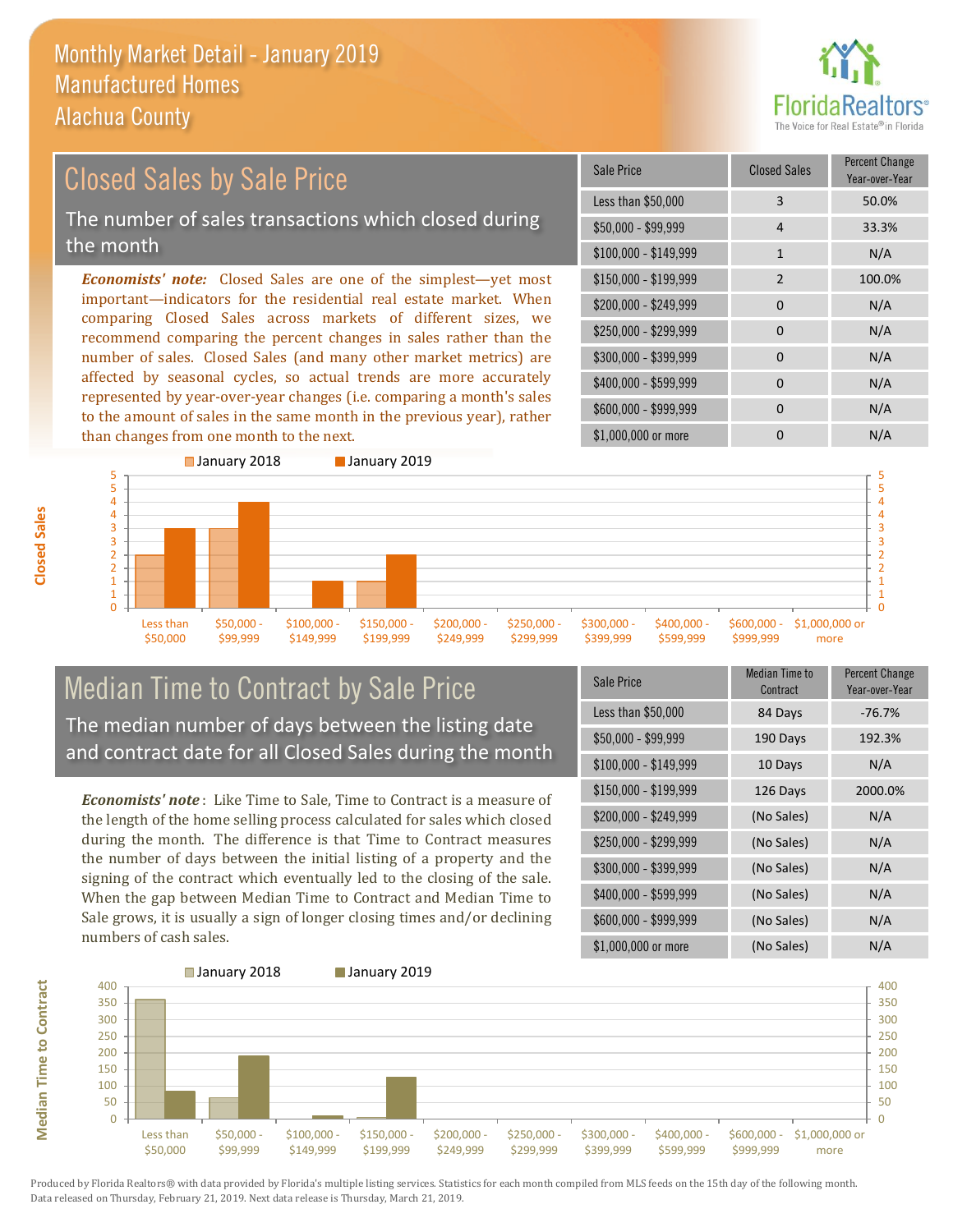# Monthly Market Detail - January 2019
## Manufactured Homes
## Alachua County

## Closed Sales by Sale Price

The number of sales transactions which closed during the month

***Economists' note:*** Closed Sales are one of the simplest—yet most important—indicators for the residential real estate market. When comparing Closed Sales across markets of different sizes, we recommend comparing the percent changes in sales rather than the number of sales. Closed Sales (and many other market metrics) are affected by seasonal cycles, so actual trends are more accurately represented by year-over-year changes (i.e. comparing a month's sales to the amount of sales in the same month in the previous year), rather than changes from one month to the next.

| Sale Price | Closed Sales | Percent Change Year-over-Year |
|---|---|---|
| Less than $50,000 | 3 | 50.0% |
| $50,000 - $99,999 | 4 | 33.3% |
| $100,000 - $149,999 | 1 | N/A |
| $150,000 - $199,999 | 2 | 100.0% |
| $200,000 - $249,999 | 0 | N/A |
| $250,000 - $299,999 | 0 | N/A |
| $300,000 - $399,999 | 0 | N/A |
| $400,000 - $599,999 | 0 | N/A |
| $600,000 - $999,999 | 0 | N/A |
| $1,000,000 or more | 0 | N/A |

## Median Time to Contract by Sale Price

The median number of days between the listing date and contract date for all Closed Sales during the month

***Economists' note*** : Like Time to Sale, Time to Contract is a measure of the length of the home selling process calculated for sales which closed during the month. The difference is that Time to Contract measures the number of days between the initial listing of a property and the signing of the contract which eventually led to the closing of the sale. When the gap between Median Time to Contract and Median Time to Sale grows, it is usually a sign of longer closing times and/or declining numbers of cash sales.

| Sale Price | Median Time to Contract | Percent Change Year-over-Year |
|---|---|---|
| Less than $50,000 | 84 Days | -76.7% |
| $50,000 - $99,999 | 190 Days | 192.3% |
| $100,000 - $149,999 | 10 Days | N/A |
| $150,000 - $199,999 | 126 Days | 2000.0% |
| $200,000 - $249,999 | (No Sales) | N/A |
| $250,000 - $299,999 | (No Sales) | N/A |
| $300,000 - $399,999 | (No Sales) | N/A |
| $400,000 - $599,999 | (No Sales) | N/A |
| $600,000 - $999,999 | (No Sales) | N/A |
| $1,000,000 or more | (No Sales) | N/A |

Produced by Florida Realtors® with data provided by Florida's multiple listing services. Statistics for each month compiled from MLS feeds on the 15th day of the following month. Data released on Thursday, February 21, 2019. Next data release is Thursday, March 21, 2019.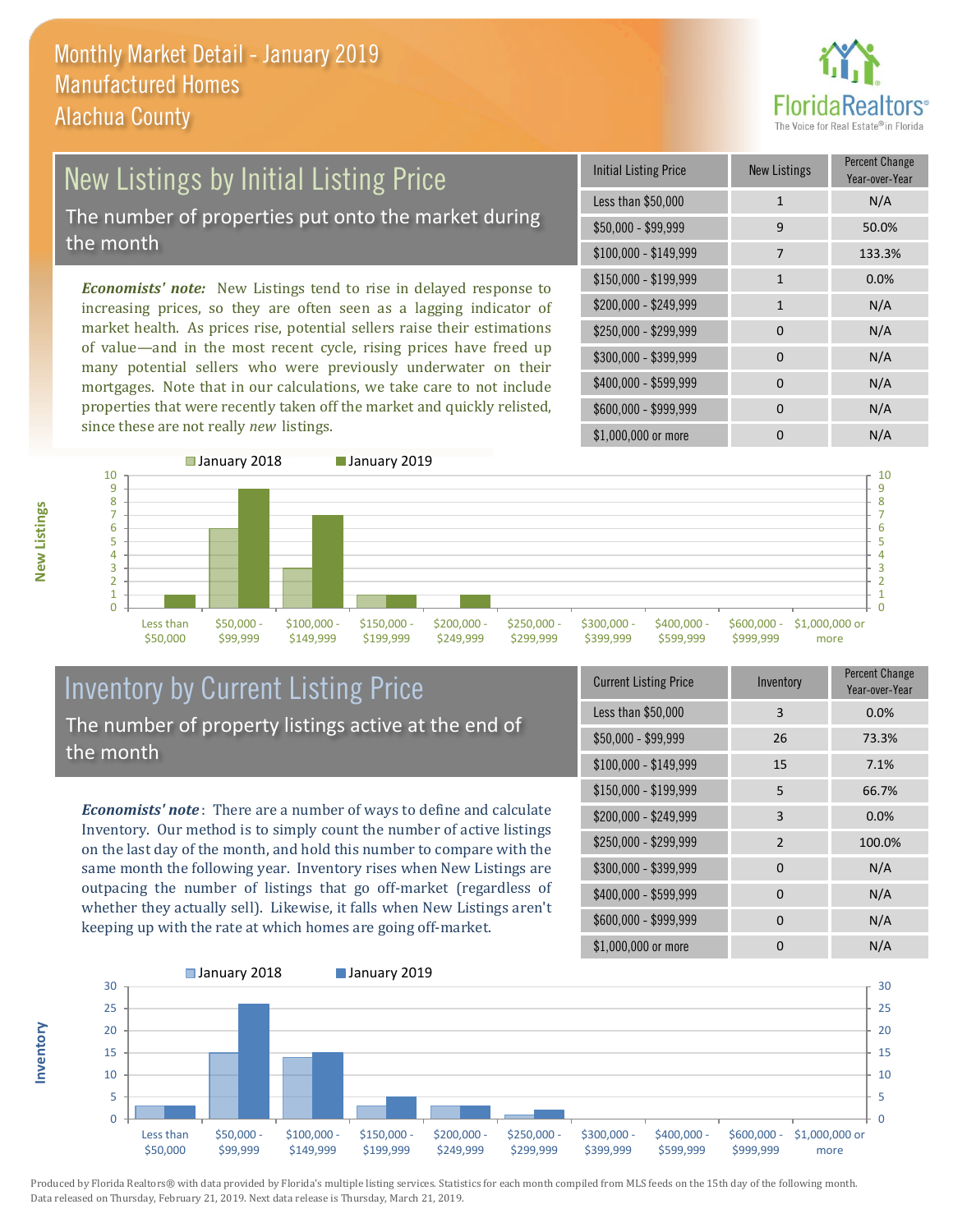# Monthly Market Detail - January 2019
## Manufactured Homes
## Alachua County

## New Listings by Initial Listing Price

The number of properties put onto the market during the month

*Economists' note:* New Listings tend to rise in delayed response to increasing prices, so they are often seen as a lagging indicator of market health. As prices rise, potential sellers raise their estimations of value—and in the most recent cycle, rising prices have freed up many potential sellers who were previously underwater on their mortgages. Note that in our calculations, we take care to not include properties that were recently taken off the market and quickly relisted, since these are not really *new* listings.

| Initial Listing Price | New Listings | Percent Change Year-over-Year |
|---|---|---|
| Less than $50,000 | 1 | N/A |
| $50,000 - $99,999 | 9 | 50.0% |
| $100,000 - $149,999 | 7 | 133.3% |
| $150,000 - $199,999 | 1 | 0.0% |
| $200,000 - $249,999 | 1 | N/A |
| $250,000 - $299,999 | 0 | N/A |
| $300,000 - $399,999 | 0 | N/A |
| $400,000 - $599,999 | 0 | N/A |
| $600,000 - $999,999 | 0 | N/A |
| $1,000,000 or more | 0 | N/A |

## Inventory by Current Listing Price

The number of property listings active at the end of the month

*Economists' note*: There are a number of ways to define and calculate Inventory. Our method is to simply count the number of active listings on the last day of the month, and hold this number to compare with the same month the following year. Inventory rises when New Listings are outpacing the number of listings that go off-market (regardless of whether they actually sell). Likewise, it falls when New Listings aren't keeping up with the rate at which homes are going off-market.

| Current Listing Price | Inventory | Percent Change Year-over-Year |
|---|---|---|
| Less than $50,000 | 3 | 0.0% |
| $50,000 - $99,999 | 26 | 73.3% |
| $100,000 - $149,999 | 15 | 7.1% |
| $150,000 - $199,999 | 5 | 66.7% |
| $200,000 - $249,999 | 3 | 0.0% |
| $250,000 - $299,999 | 2 | 100.0% |
| $300,000 - $399,999 | 0 | N/A |
| $400,000 - $599,999 | 0 | N/A |
| $600,000 - $999,999 | 0 | N/A |
| $1,000,000 or more | 0 | N/A |

Produced by Florida Realtors® with data provided by Florida's multiple listing services. Statistics for each month compiled from MLS feeds on the 15th day of the following month. Data released on Thursday, February 21, 2019. Next data release is Thursday, March 21, 2019.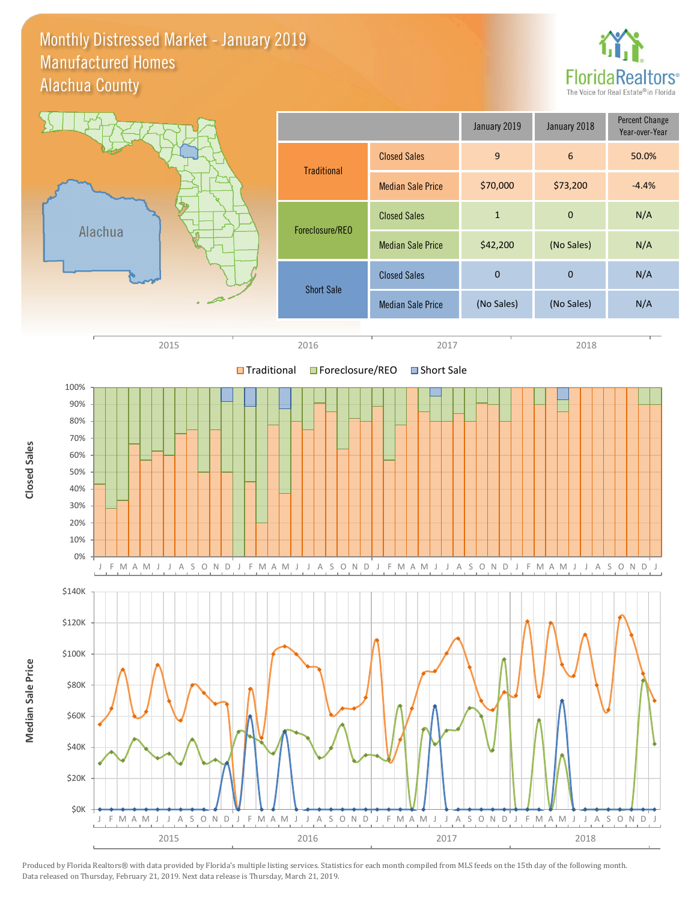# Monthly Distressed Market - January 2019
## Manufactured Homes
## Alachua County

FloridaRealtors®
The Voice for Real Estate® in Florida

Alachua

| | | January 2019 | January 2018 | Percent Change Year-over-Year |
|---|---|---|---|---|
| Traditional | Closed Sales | 9 | 6 | 50.0% |
| | Median Sale Price | $70,000 | $73,200 | -4.4% |
| Foreclosure/REO | Closed Sales | 1 | 0 | N/A |
| | Median Sale Price | $42,200 | (No Sales) | N/A |
| Short Sale | Closed Sales | 0 | 0 | N/A |
| | Median Sale Price | (No Sales) | (No Sales) | N/A |

2015 2016 2017 2018

Traditional Foreclosure/REO Short Sale

Closed Sales

100% 90% 80% 70% 60% 50% 40% 30% 20% 10% 0%

J F M A M J J A S O N D J F M A M J J A S O N D J F M A M J J A S O N D J F M A M J J A S O N D J

Median Sale Price

$140K $120K $100K $80K $60K $40K $20K $0K

J F M A M J J A S O N D J F M A M J J A S O N D J F M A M J J A S O N D J F M A M J J A S O N D J

2015 2016 2017 2018

Produced by Florida Realtors® with data provided by Florida's multiple listing services. Statistics for each month compiled from MLS feeds on the 15th day of the following month. Data released on Thursday, February 21, 2019. Next data release is Thursday, March 21, 2019.